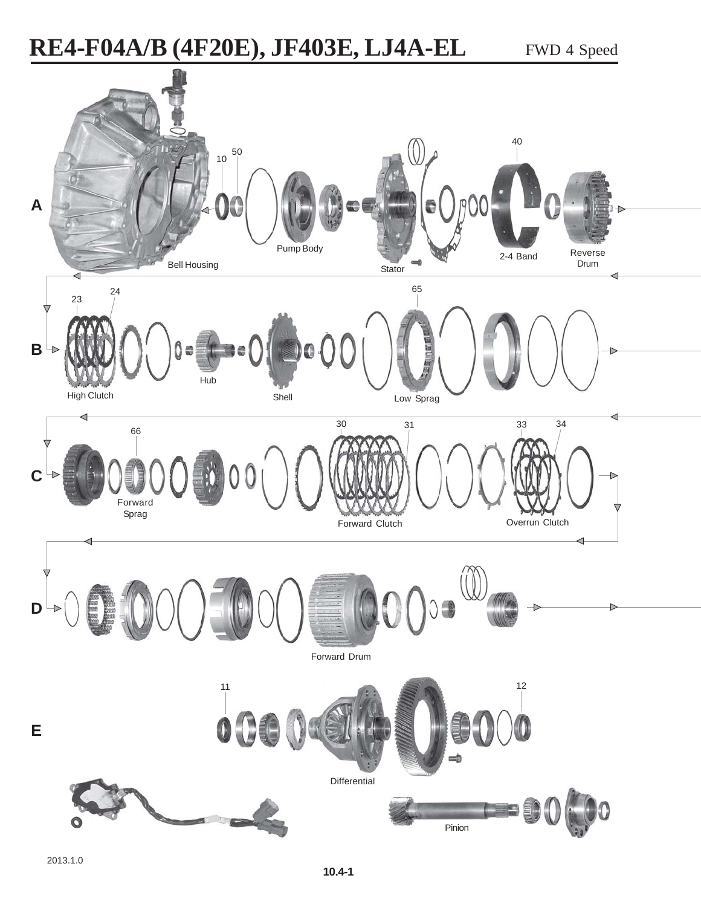# RE4-F04A/B (4F20E), JF403E, LJ4A-EL

FWD 4 Speed

**A**

10, 50, Pump Body, Stator, Bell Housing, 40, 2-4 Band, Reverse Drum

**B**

23, 24, High Clutch, Hub, Shell, 65, Low Sprag

**C**

66, Forward Sprag, 30, 31, Forward Clutch, 33, 34, Overrun Clutch

**D**

Forward Drum

**E**

11, 12, Differential, Pinion

2013.1.0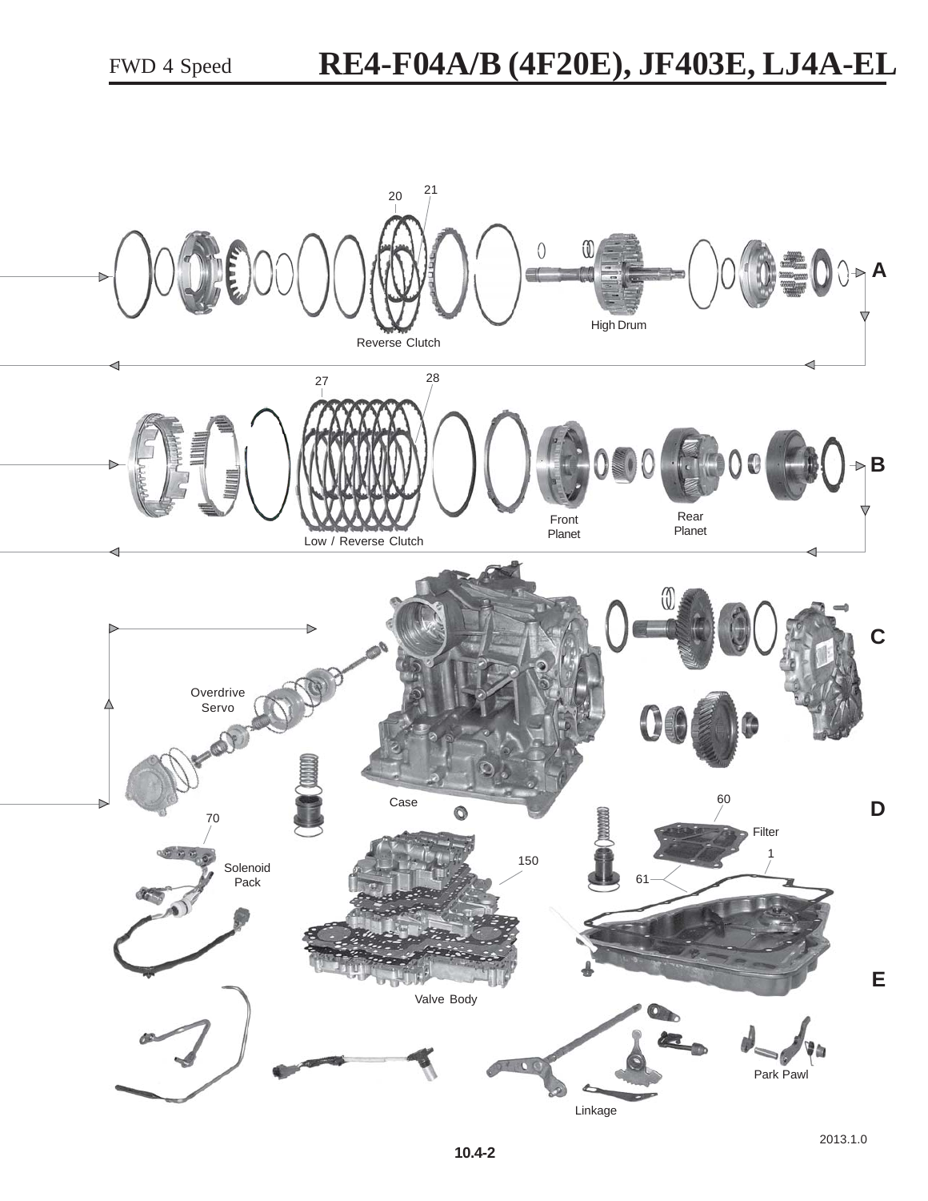# FWD 4 Speed RE4-F04A/B (4F20E), JF403E, LJ4A-EL

20 21

Reverse Clutch

High Drum

A

27 28

Low / Reverse Clutch

Front Planet

Rear Planet

B

C

Overdrive Servo

Case

D

60

Filter

70

Solenoid Pack

150

1

61

E

Valve Body

Linkage

Park Pawl

2013.1.0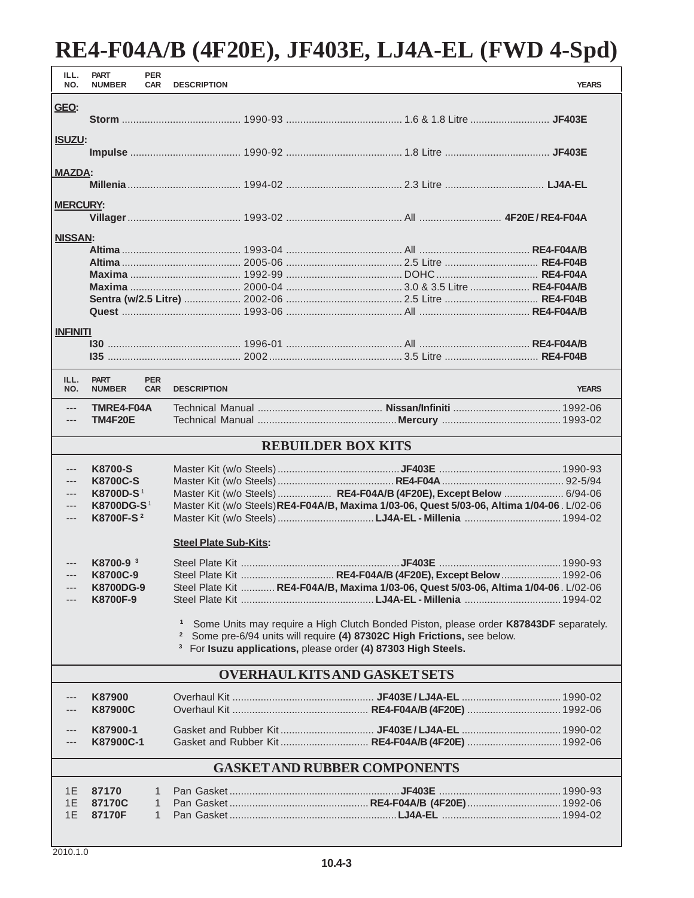# RE4-F04A/B (4F20E), JF403E, LJ4A-EL (FWD 4-Spd)

| ILL. NO. | PART NUMBER | PER CAR | DESCRIPTION | YEARS |
|---|---|---|---|---|

**GEO:**

| Model | Years | Engine | Transmission |
|---|---|---|---|
| **Storm** | 1990-93 | 1.6 & 1.8 Litre | **JF403E** |

**ISUZU:**

| Model | Years | Engine | Transmission |
|---|---|---|---|
| **Impulse** | 1990-92 | 1.8 Litre | **JF403E** |

**MAZDA:**

| Model | Years | Engine | Transmission |
|---|---|---|---|
| **Millenia** | 1994-02 | 2.3 Litre | **LJ4A-EL** |

**MERCURY:**

| Model | Years | Engine | Transmission |
|---|---|---|---|
| **Villager** | 1993-02 | All | **4F20E / RE4-F04A** |

**NISSAN:**

| Model | Years | Engine | Transmission |
|---|---|---|---|
| **Altima** | 1993-04 | All | **RE4-F04A/B** |
| **Altima** | 2005-06 | 2.5 Litre | **RE4-F04B** |
| **Maxima** | 1992-99 | DOHC | **RE4-F04A** |
| **Maxima** | 2000-04 | 3.0 & 3.5 Litre | **RE4-F04A/B** |
| **Sentra (w/2.5 Litre)** | 2002-06 | 2.5 Litre | **RE4-F04B** |
| **Quest** | 1993-06 | All | **RE4-F04A/B** |

**INFINITI**

| Model | Years | Engine | Transmission |
|---|---|---|---|
| **I30** | 1996-01 | All | **RE4-F04A/B** |
| **I35** | 2002 | 3.5 Litre | **RE4-F04B** |

| ILL. NO. | PART NUMBER | PER CAR | DESCRIPTION | YEARS |
|---|---|---|---|---|
| --- | **TMRE4-F04A** | | Technical Manual **Nissan/Infiniti** | 1992-06 |
| --- | **TM4F20E** | | Technical Manual **Mercury** | 1993-02 |

## REBUILDER BOX KITS

| ILL. NO. | PART NUMBER | PER CAR | DESCRIPTION | YEARS |
|---|---|---|---|---|
| --- | **K8700-S** | | Master Kit (w/o Steels) **JF403E** | 1990-93 |
| --- | **K8700C-S** | | Master Kit (w/o Steels) **RE4-F04A** | 92-5/94 |
| --- | **K8700D-S** [1] | | Master Kit (w/o Steels) **RE4-F04A/B (4F20E), Except Below** | 6/94-06 |
| --- | **K8700DG-S** [1] | | Master Kit (w/o Steels) **RE4-F04A/B, Maxima 1/03-06, Quest 5/03-06, Altima 1/04-06** | L/02-06 |
| --- | **K8700F-S** [2] | | Master Kit (w/o Steels) **LJ4A-EL - Millenia** | 1994-02 |
| | | | **Steel Plate Sub-Kits:** | |
| --- | **K8700-9** [3] | | Steel Plate Kit **JF403E** | 1990-93 |
| --- | **K8700C-9** | | Steel Plate Kit **RE4-F04A/B (4F20E), Except Below** | 1992-06 |
| --- | **K8700DG-9** | | Steel Plate Kit **RE4-F04A/B, Maxima 1/03-06, Quest 5/03-06, Altima 1/04-06** | L/02-06 |
| --- | **K8700F-9** | | Steel Plate Kit **LJ4A-EL - Millenia** | 1994-02 |

[1] Some Units may require a High Clutch Bonded Piston, please order **K87843DF** separately.
[2] Some pre-6/94 units will require **(4) 87302C High Frictions,** see below.
[3] For **Isuzu applications,** please order **(4) 87303 High Steels.**

## OVERHAUL KITS AND GASKET SETS

| ILL. NO. | PART NUMBER | PER CAR | DESCRIPTION | YEARS |
|---|---|---|---|---|
| --- | **K87900** | | Overhaul Kit **JF403E / LJ4A-EL** | 1990-02 |
| --- | **K87900C** | | Overhaul Kit **RE4-F04A/B (4F20E)** | 1992-06 |
| --- | **K87900-1** | | Gasket and Rubber Kit **JF403E / LJ4A-EL** | 1990-02 |
| --- | **K87900C-1** | | Gasket and Rubber Kit **RE4-F04A/B (4F20E)** | 1992-06 |

## GASKET AND RUBBER COMPONENTS

| ILL. NO. | PART NUMBER | PER CAR | DESCRIPTION | YEARS |
|---|---|---|---|---|
| 1E | **87170** | 1 | Pan Gasket **JF403E** | 1990-93 |
| 1E | **87170C** | 1 | Pan Gasket **RE4-F04A/B (4F20E)** | 1992-06 |
| 1E | **87170F** | 1 | Pan Gasket **LJ4A-EL** | 1994-02 |

2010.1.0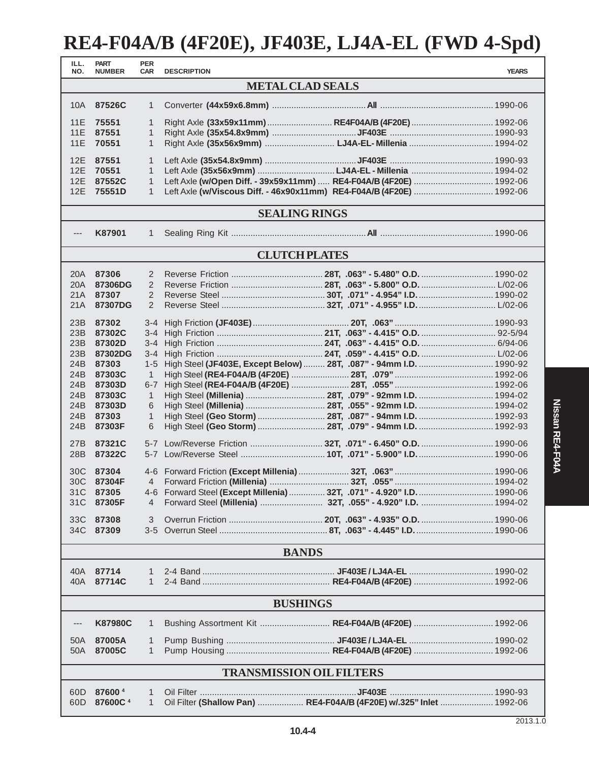# RE4-F04A/B (4F20E), JF403E, LJ4A-EL (FWD 4-Spd)

| ILL. NO. | PART NUMBER | PER CAR | DESCRIPTION | YEARS |
|---|---|---|---|---|
| | | | **METAL CLAD SEALS** | |
| 10A | **87526C** | 1 | Converter **(44x59x6.8mm)** ....... **All** ....... | 1990-06 |
| 11E | **75551** | 1 | Right Axle **(33x59x11mm)** ....... **RE4F04A/B (4F20E)** ....... | 1992-06 |
| 11E | **87551** | 1 | Right Axle **(35x54.8x9mm)** ....... **JF403E** ....... | 1990-93 |
| 11E | **70551** | 1 | Right Axle **(35x56x9mm)** ....... **LJ4A-EL- Millenia** ....... | 1994-02 |
| 12E | **87551** | 1 | Left Axle **(35x54.8x9mm)** ....... **JF403E** ....... | 1990-93 |
| 12E | **70551** | 1 | Left Axle **(35x56x9mm)** ....... **LJ4A-EL - Millenia** ....... | 1994-02 |
| 12E | **87552C** | 1 | Left Axle **(w/Open Diff. - 39x59x11mm)** ..... **RE4-F04A/B (4F20E)** ....... | 1992-06 |
| 12E | **75551D** | 1 | Left Axle **(w/Viscous Diff. - 46x90x11mm) RE4-F04A/B (4F20E)** ....... | 1992-06 |
| | | | **SEALING RINGS** | |
| --- | **K87901** | 1 | Sealing Ring Kit ....... **All** ....... | 1990-06 |
| | | | **CLUTCH PLATES** | |
| 20A | **87306** | 2 | Reverse Friction ....... **28T, .063" - 5.480" O.D.** ....... | 1990-02 |
| 20A | **87306DG** | 2 | Reverse Friction ....... **28T, .063" - 5.800" O.D.** ....... | L/02-06 |
| 21A | **87307** | 2 | Reverse Steel ....... **30T, .071" - 4.954" I.D.** ....... | 1990-02 |
| 21A | **87307DG** | 2 | Reverse Steel ....... **32T, .071" - 4.955" I.D.** ....... | L/02-06 |
| 23B | **87302** | 3-4 | High Friction **(JF403E)** ....... **20T, .063"** ....... | 1990-93 |
| 23B | **87302C** | 3-4 | High Friction ....... **21T, .063" - 4.415" O.D.** ....... | 92-5/94 |
| 23B | **87302D** | 3-4 | High Friction ....... **24T, .063" - 4.415" O.D.** ....... | 6/94-06 |
| 23B | **87302DG** | 3-4 | High Friction ....... **24T, .059" - 4.415" O.D.** ....... | L/02-06 |
| 24B | **87303** | 1-5 | High Steel **(JF403E, Except Below)** ....... **28T, .087" - 94mm I.D.** ....... | 1990-92 |
| 24B | **87303C** | 1 | High Steel **(RE4-F04A/B (4F20E)** ....... **28T, .079"** ....... | 1992-06 |
| 24B | **87303D** | 6-7 | High Steel **(RE4-F04A/B (4F20E)** ....... **28T, .055"** ....... | 1992-06 |
| 24B | **87303C** | 1 | High Steel **(Millenia)** ....... **28T, .079" - 92mm I.D.** ....... | 1994-02 |
| 24B | **87303D** | 6 | High Steel **(Millenia)** ....... **28T, .055" - 92mm I.D.** ....... | 1994-02 |
| 24B | **87303** | 1 | High Steel **(Geo Storm)** ....... **28T, .087" - 94mm I.D.** ....... | 1992-93 |
| 24B | **87303F** | 6 | High Steel **(Geo Storm)** ....... **28T, .079" - 94mm I.D.** ....... | 1992-93 |
| 27B | **87321C** | 5-7 | Low/Reverse Friction ....... **32T, .071" - 6.450" O.D.** ....... | 1990-06 |
| 28B | **87322C** | 5-7 | Low/Reverse Steel ....... **10T, .071" - 5.900" I.D.** ....... | 1990-06 |
| 30C | **87304** | 4-6 | Forward Friction **(Except Millenia)** ....... **32T, .063"** ....... | 1990-06 |
| 30C | **87304F** | 4 | Forward Friction **(Millenia)** ....... **32T, .055"** ....... | 1994-02 |
| 31C | **87305** | 4-6 | Forward Steel **(Except Millenia)** ....... **32T, .071" - 4.920" I.D.** ....... | 1990-06 |
| 31C | **87305F** | 4 | Forward Steel **(Millenia)** ....... **32T, .055" - 4.920" I.D.** ....... | 1994-02 |
| 33C | **87308** | 3 | Overrun Friction ....... **20T, .063" - 4.935" O.D.** ....... | 1990-06 |
| 34C | **87309** | 3-5 | Overrun Steel ....... **8T, .063" - 4.445" I.D.** ....... | 1990-06 |
| | | | **BANDS** | |
| 40A | **87714** | 1 | 2-4 Band ....... **JF403E / LJ4A-EL** ....... | 1990-02 |
| 40A | **87714C** | 1 | 2-4 Band ....... **RE4-F04A/B (4F20E)** ....... | 1992-06 |
| | | | **BUSHINGS** | |
| --- | **K87980C** | 1 | Bushing Assortment Kit ....... **RE4-F04A/B (4F20E)** ....... | 1992-06 |
| 50A | **87005A** | 1 | Pump Bushing ....... **JF403E / LJ4A-EL** ....... | 1990-02 |
| 50A | **87005C** | 1 | Pump Housing ....... **RE4-F04A/B (4F20E)** ....... | 1992-06 |
| | | | **TRANSMISSION OIL FILTERS** | |
| 60D | **87600** [4] | 1 | Oil Filter ....... **JF403E** ....... | 1990-93 |
| 60D | **87600C** [4] | 1 | Oil Filter **(Shallow Pan)** ....... **RE4-F04A/B (4F20E) w/.325" Inlet** ....... | 1992-06 |

Nissan RE4-F04A

2013.1.0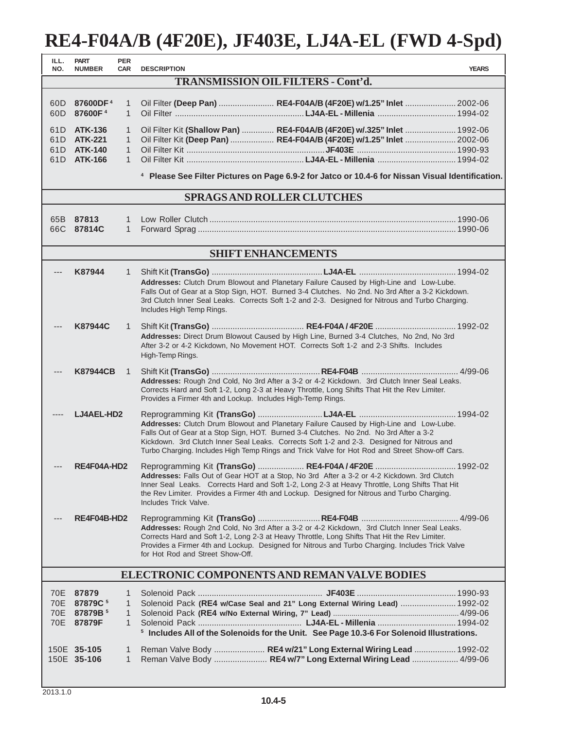# RE4-F04A/B (4F20E), JF403E, LJ4A-EL (FWD 4-Spd)

| ILL. NO. | PART NUMBER | PER CAR | DESCRIPTION | YEARS |
|---|---|---|---|---|
| | | | **TRANSMISSION OIL FILTERS - Cont'd.** | |
| 60D | **87600DF** [4] | 1 | Oil Filter **(Deep Pan)** ........ **RE4-F04A/B (4F20E) w/1.25" Inlet** | 2002-06 |
| 60D | **87600F** [4] | 1 | Oil Filter ........ **LJ4A-EL - Millenia** | 1994-02 |
| 61D | **ATK-136** | 1 | Oil Filter Kit **(Shallow Pan)** ........ **RE4-F04A/B (4F20E) w/.325" Inlet** | 1992-06 |
| 61D | **ATK-221** | 1 | Oil Filter Kit **(Deep Pan)** ........ **RE4-F04A/B (4F20E) w/1.25" Inlet** | 2002-06 |
| 61D | **ATK-140** | 1 | Oil Filter Kit ........ **JF403E** | 1990-93 |
| 61D | **ATK-166** | 1 | Oil Filter Kit ........ **LJ4A-EL - Millenia** | 1994-02 |
| | | | [4] **Please See Filter Pictures on Page 6.9-2 for Jatco or 10.4-6 for Nissan Visual Identification.** | |
| | | | **SPRAGS AND ROLLER CLUTCHES** | |
| 65B | **87813** | 1 | Low Roller Clutch | 1990-06 |
| 66C | **87814C** | 1 | Forward Sprag | 1990-06 |
| | | | **SHIFT ENHANCEMENTS** | |
| --- | **K87944** | 1 | Shift Kit **(TransGo)** ........ **LJ4A-EL**<br>**Addresses:** Clutch Drum Blowout and Planetary Failure Caused by High-Line and Low-Lube. Falls Out of Gear at a Stop Sign, HOT. Burned 3-4 Clutches. No 2nd. No 3rd After a 3-2 Kickdown. 3rd Clutch Inner Seal Leaks. Corrects Soft 1-2 and 2-3. Designed for Nitrous and Turbo Charging. Includes High Temp Rings. | 1994-02 |
| --- | **K87944C** | 1 | Shift Kit **(TransGo)** ........ **RE4-F04A / 4F20E**<br>**Addresses:** Direct Drum Blowout Caused by High Line, Burned 3-4 Clutches, No 2nd, No 3rd After 3-2 or 4-2 Kickdown, No Movement HOT. Corrects Soft 1-2 and 2-3 Shifts. Includes High-Temp Rings. | 1992-02 |
| --- | **K87944CB** | 1 | Shift Kit **(TransGo)** ........ **RE4-F04B**<br>**Addresses:** Rough 2nd Cold, No 3rd After a 3-2 or 4-2 Kickdown. 3rd Clutch Inner Seal Leaks. Corrects Hard and Soft 1-2, Long 2-3 at Heavy Throttle, Long Shifts That Hit the Rev Limiter. Provides a Firmer 4th and Lockup. Includes High-Temp Rings. | 4/99-06 |
| ---- | **LJ4AEL-HD2** | | Reprogramming Kit **(TransGo)** ........ **LJ4A-EL**<br>**Addresses:** Clutch Drum Blowout and Planetary Failure Caused by High-Line and Low-Lube. Falls Out of Gear at a Stop Sign, HOT. Burned 3-4 Clutches. No 2nd. No 3rd After a 3-2 Kickdown. 3rd Clutch Inner Seal Leaks. Corrects Soft 1-2 and 2-3. Designed for Nitrous and Turbo Charging. Includes High Temp Rings and Trick Valve for Hot Rod and Street Show-off Cars. | 1994-02 |
| --- | **RE4F04A-HD2** | | Reprogramming Kit **(TransGo)** ........ **RE4-F04A / 4F20E**<br>**Addresses:** Falls Out of Gear HOT at a Stop, No 3rd After a 3-2 or 4-2 Kickdown. 3rd Clutch Inner Seal Leaks. Corrects Hard and Soft 1-2, Long 2-3 at Heavy Throttle, Long Shifts That Hit the Rev Limiter. Provides a Firmer 4th and Lockup. Designed for Nitrous and Turbo Charging. Includes Trick Valve. | 1992-02 |
| --- | **RE4F04B-HD2** | | Reprogramming Kit **(TransGo)** ........ **RE4-F04B**<br>**Addresses:** Rough 2nd Cold, No 3rd After a 3-2 or 4-2 Kickdown, 3rd Clutch Inner Seal Leaks. Corrects Hard and Soft 1-2, Long 2-3 at Heavy Throttle, Long Shifts That Hit the Rev Limiter. Provides a Firmer 4th and Lockup. Designed for Nitrous and Turbo Charging. Includes Trick Valve for Hot Rod and Street Show-Off. | 4/99-06 |
| | | | **ELECTRONIC COMPONENTS AND REMAN VALVE BODIES** | |
| 70E | **87879** | 1 | Solenoid Pack ........ **JF403E** | 1990-93 |
| 70E | **87879C** [5] | 1 | Solenoid Pack **(RE4 w/Case Seal and 21" Long External Wiring Lead)** | 1992-02 |
| 70E | **87879B** [5] | 1 | Solenoid Pack **(RE4 w/No External Wiring, 7" Lead)** | 4/99-06 |
| 70E | **87879F** | 1 | Solenoid Pack ........ **LJ4A-EL - Millenia** | 1994-02 |
| | | | [5] **Includes All of the Solenoids for the Unit. See Page 10.3-6 For Solenoid Illustrations.** | |
| 150E | **35-105** | 1 | Reman Valve Body ........ **RE4 w/21" Long External Wiring Lead** | 1992-02 |
| 150E | **35-106** | 1 | Reman Valve Body ........ **RE4 w/7" Long External Wiring Lead** | 4/99-06 |

2013.1.0